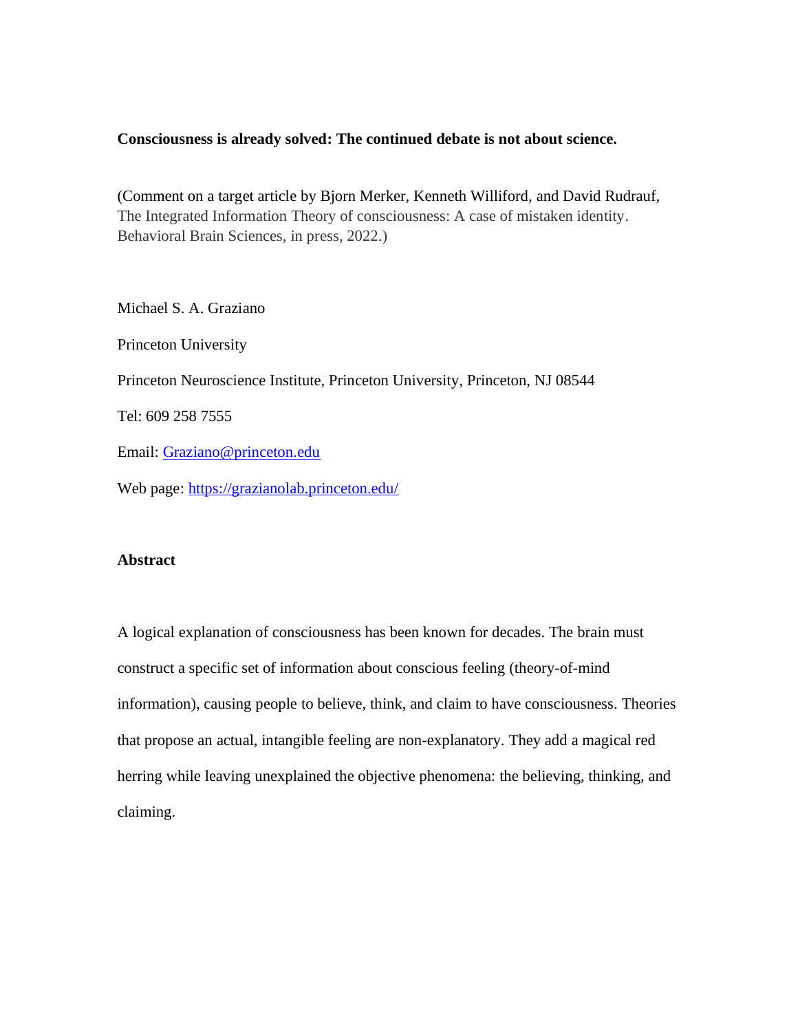**Consciousness is already solved: The continued debate is not about science.**

(Comment on a target article by Bjorn Merker, Kenneth Williford, and David Rudrauf, The Integrated Information Theory of consciousness: A case of mistaken identity. Behavioral Brain Sciences, in press, 2022.)

Michael S. A. Graziano

Princeton University

Princeton Neuroscience Institute, Princeton University, Princeton, NJ 08544

Tel: 609 258 7555

Email: [Graziano@princeton.edu](mailto:Graziano@princeton.edu)

Web page: [https://grazianolab.princeton.edu/](https://grazianolab.princeton.edu/)

## Abstract

A logical explanation of consciousness has been known for decades. The brain must construct a specific set of information about conscious feeling (theory-of-mind information), causing people to believe, think, and claim to have consciousness. Theories that propose an actual, intangible feeling are non-explanatory. They add a magical red herring while leaving unexplained the objective phenomena: the believing, thinking, and claiming.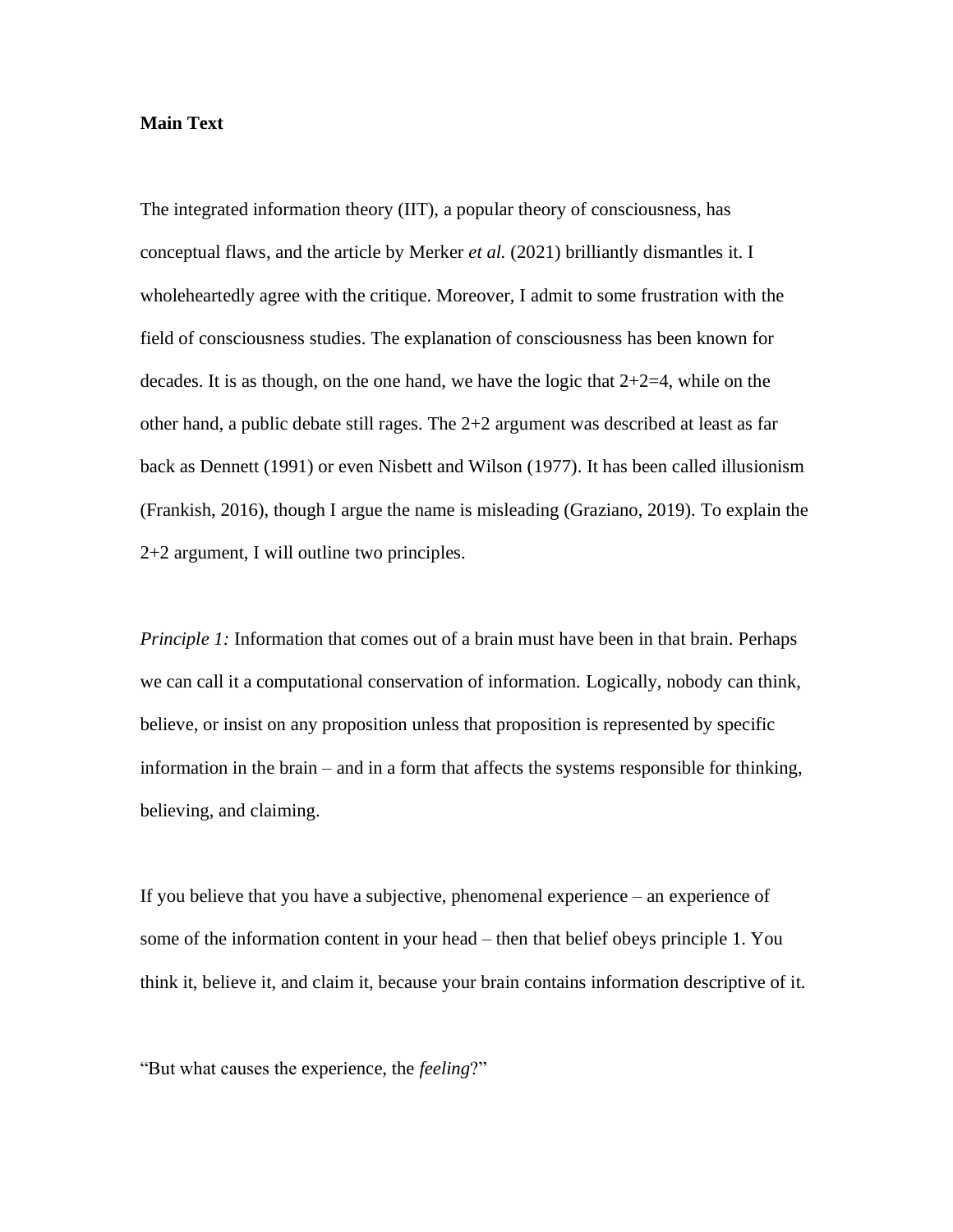**Main Text**

The integrated information theory (IIT), a popular theory of consciousness, has conceptual flaws, and the article by Merker *et al.* (2021) brilliantly dismantles it. I wholeheartedly agree with the critique. Moreover, I admit to some frustration with the field of consciousness studies. The explanation of consciousness has been known for decades. It is as though, on the one hand, we have the logic that 2+2=4, while on the other hand, a public debate still rages. The 2+2 argument was described at least as far back as Dennett (1991) or even Nisbett and Wilson (1977). It has been called illusionism (Frankish, 2016), though I argue the name is misleading (Graziano, 2019). To explain the 2+2 argument, I will outline two principles.

*Principle 1:* Information that comes out of a brain must have been in that brain. Perhaps we can call it a computational conservation of information. Logically, nobody can think, believe, or insist on any proposition unless that proposition is represented by specific information in the brain – and in a form that affects the systems responsible for thinking, believing, and claiming.

If you believe that you have a subjective, phenomenal experience – an experience of some of the information content in your head – then that belief obeys principle 1. You think it, believe it, and claim it, because your brain contains information descriptive of it.

"But what causes the experience, the *feeling*?"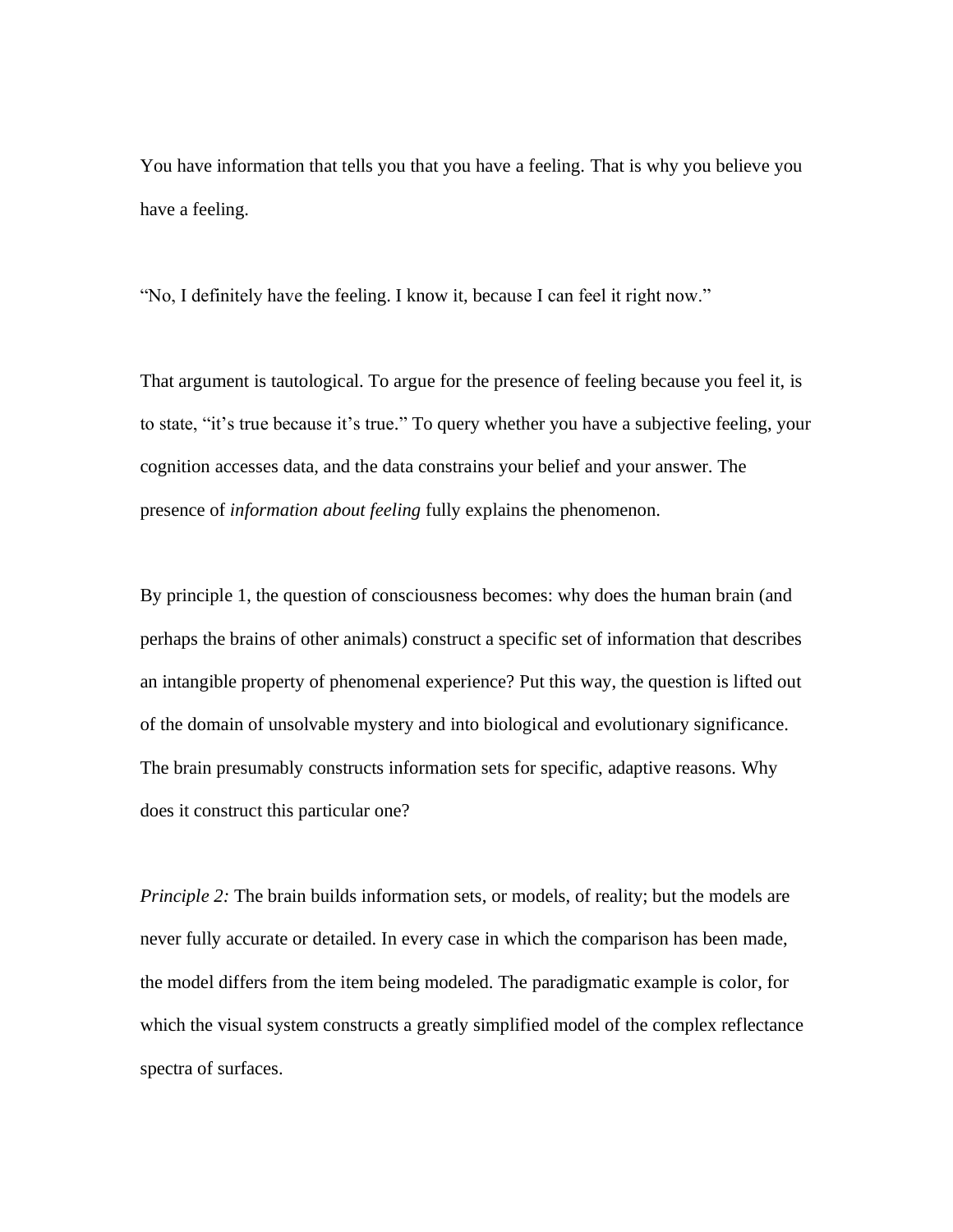You have information that tells you that you have a feeling. That is why you believe you have a feeling.

"No, I definitely have the feeling. I know it, because I can feel it right now."

That argument is tautological. To argue for the presence of feeling because you feel it, is to state, "it's true because it's true." To query whether you have a subjective feeling, your cognition accesses data, and the data constrains your belief and your answer. The presence of *information about feeling* fully explains the phenomenon.

By principle 1, the question of consciousness becomes: why does the human brain (and perhaps the brains of other animals) construct a specific set of information that describes an intangible property of phenomenal experience? Put this way, the question is lifted out of the domain of unsolvable mystery and into biological and evolutionary significance. The brain presumably constructs information sets for specific, adaptive reasons. Why does it construct this particular one?

*Principle 2:* The brain builds information sets, or models, of reality; but the models are never fully accurate or detailed. In every case in which the comparison has been made, the model differs from the item being modeled. The paradigmatic example is color, for which the visual system constructs a greatly simplified model of the complex reflectance spectra of surfaces.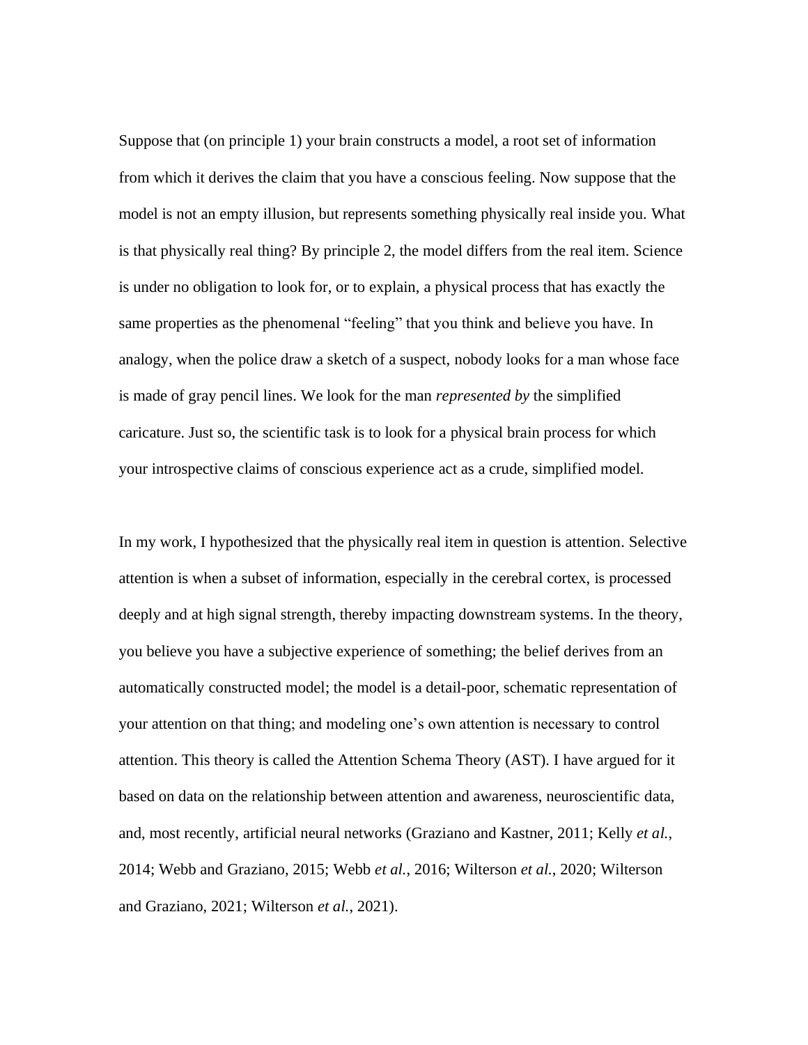Suppose that (on principle 1) your brain constructs a model, a root set of information from which it derives the claim that you have a conscious feeling. Now suppose that the model is not an empty illusion, but represents something physically real inside you. What is that physically real thing? By principle 2, the model differs from the real item. Science is under no obligation to look for, or to explain, a physical process that has exactly the same properties as the phenomenal "feeling" that you think and believe you have. In analogy, when the police draw a sketch of a suspect, nobody looks for a man whose face is made of gray pencil lines. We look for the man *represented by* the simplified caricature. Just so, the scientific task is to look for a physical brain process for which your introspective claims of conscious experience act as a crude, simplified model.

In my work, I hypothesized that the physically real item in question is attention. Selective attention is when a subset of information, especially in the cerebral cortex, is processed deeply and at high signal strength, thereby impacting downstream systems. In the theory, you believe you have a subjective experience of something; the belief derives from an automatically constructed model; the model is a detail-poor, schematic representation of your attention on that thing; and modeling one's own attention is necessary to control attention. This theory is called the Attention Schema Theory (AST). I have argued for it based on data on the relationship between attention and awareness, neuroscientific data, and, most recently, artificial neural networks (Graziano and Kastner, 2011; Kelly *et al.*, 2014; Webb and Graziano, 2015; Webb *et al.*, 2016; Wilterson *et al.*, 2020; Wilterson and Graziano, 2021; Wilterson *et al.*, 2021).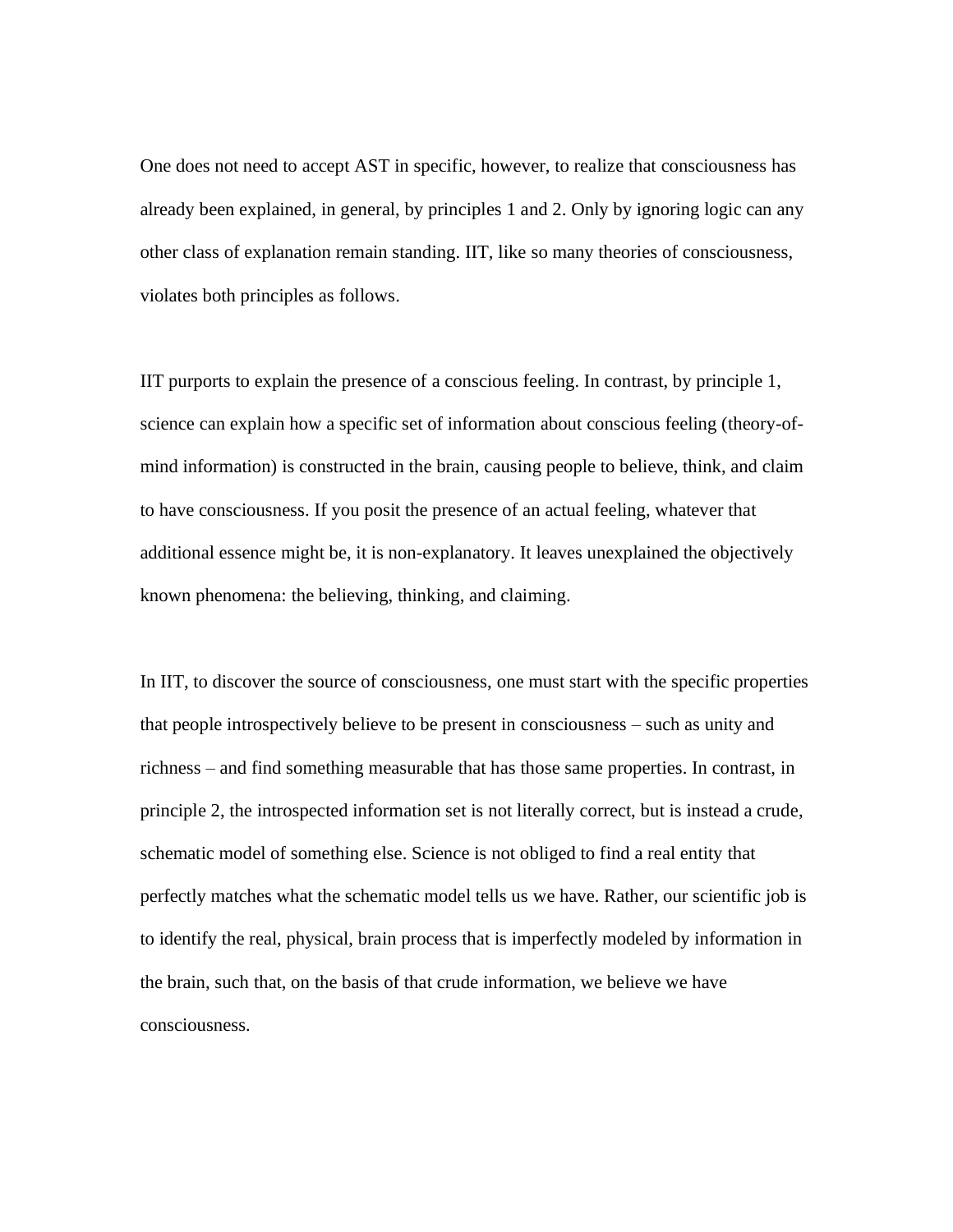One does not need to accept AST in specific, however, to realize that consciousness has already been explained, in general, by principles 1 and 2. Only by ignoring logic can any other class of explanation remain standing. IIT, like so many theories of consciousness, violates both principles as follows.

IIT purports to explain the presence of a conscious feeling. In contrast, by principle 1, science can explain how a specific set of information about conscious feeling (theory-of-mind information) is constructed in the brain, causing people to believe, think, and claim to have consciousness. If you posit the presence of an actual feeling, whatever that additional essence might be, it is non-explanatory. It leaves unexplained the objectively known phenomena: the believing, thinking, and claiming.

In IIT, to discover the source of consciousness, one must start with the specific properties that people introspectively believe to be present in consciousness – such as unity and richness – and find something measurable that has those same properties. In contrast, in principle 2, the introspected information set is not literally correct, but is instead a crude, schematic model of something else. Science is not obliged to find a real entity that perfectly matches what the schematic model tells us we have. Rather, our scientific job is to identify the real, physical, brain process that is imperfectly modeled by information in the brain, such that, on the basis of that crude information, we believe we have consciousness.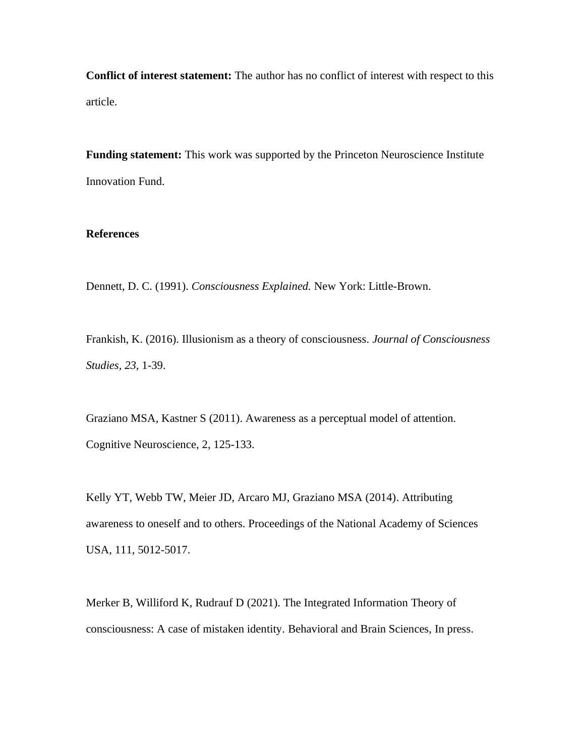**Conflict of interest statement:** The author has no conflict of interest with respect to this article.

**Funding statement:** This work was supported by the Princeton Neuroscience Institute Innovation Fund.

**References**

Dennett, D. C. (1991). *Consciousness Explained.* New York: Little-Brown.

Frankish, K. (2016). Illusionism as a theory of consciousness. *Journal of Consciousness Studies, 23,* 1-39.

Graziano MSA, Kastner S (2011). Awareness as a perceptual model of attention. Cognitive Neuroscience, 2, 125-133.

Kelly YT, Webb TW, Meier JD, Arcaro MJ, Graziano MSA (2014). Attributing awareness to oneself and to others. Proceedings of the National Academy of Sciences USA, 111, 5012-5017.

Merker B, Williford K, Rudrauf D (2021). The Integrated Information Theory of consciousness: A case of mistaken identity. Behavioral and Brain Sciences, In press.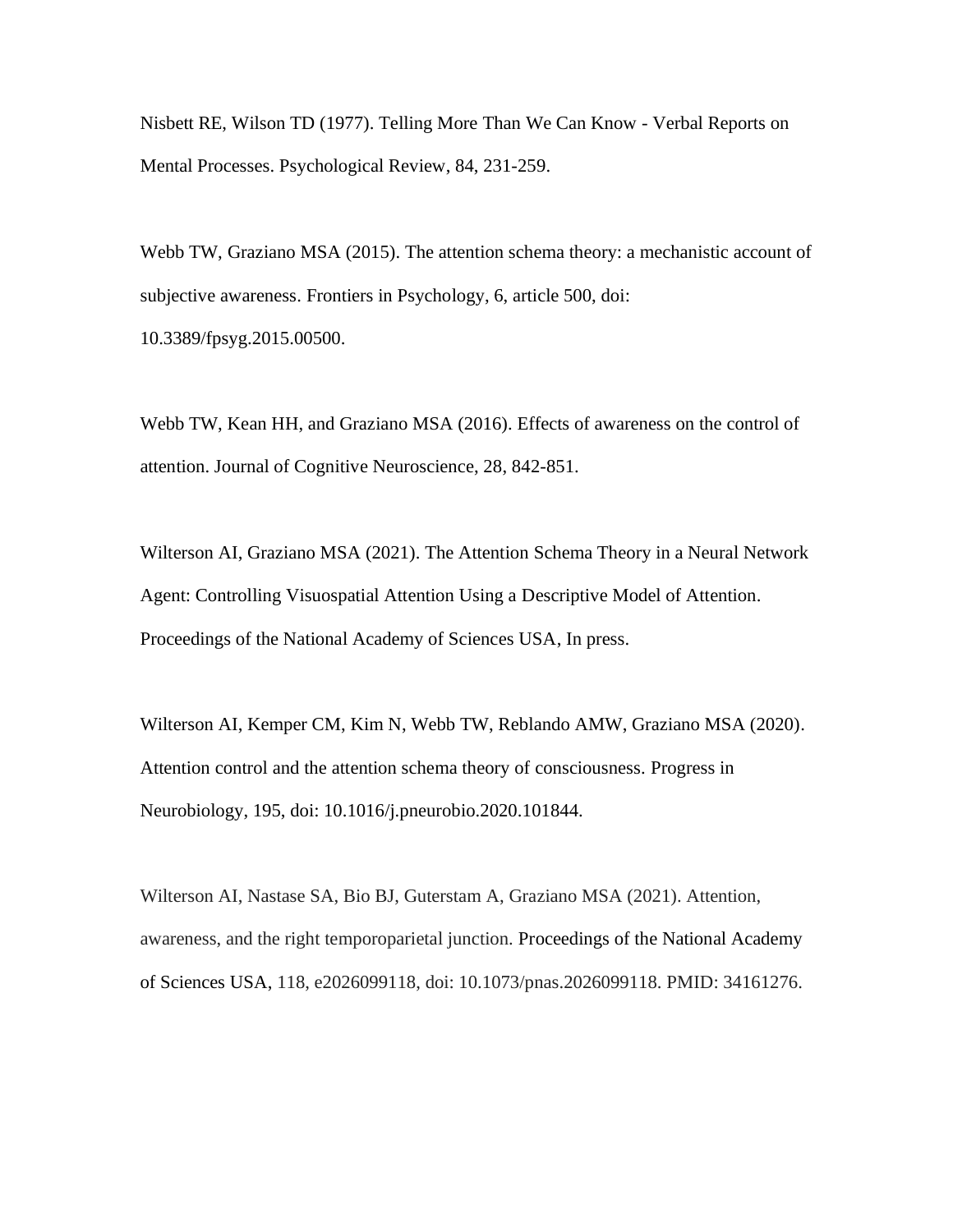Nisbett RE, Wilson TD (1977). Telling More Than We Can Know - Verbal Reports on Mental Processes. Psychological Review, 84, 231-259.

Webb TW, Graziano MSA (2015). The attention schema theory: a mechanistic account of subjective awareness. Frontiers in Psychology, 6, article 500, doi: 10.3389/fpsyg.2015.00500.

Webb TW, Kean HH, and Graziano MSA (2016). Effects of awareness on the control of attention. Journal of Cognitive Neuroscience, 28, 842-851.

Wilterson AI, Graziano MSA (2021). The Attention Schema Theory in a Neural Network Agent: Controlling Visuospatial Attention Using a Descriptive Model of Attention. Proceedings of the National Academy of Sciences USA, In press.

Wilterson AI, Kemper CM, Kim N, Webb TW, Reblando AMW, Graziano MSA (2020). Attention control and the attention schema theory of consciousness. Progress in Neurobiology, 195, doi: 10.1016/j.pneurobio.2020.101844.

Wilterson AI, Nastase SA, Bio BJ, Guterstam A, Graziano MSA (2021). Attention, awareness, and the right temporoparietal junction. Proceedings of the National Academy of Sciences USA, 118, e2026099118, doi: 10.1073/pnas.2026099118. PMID: 34161276.